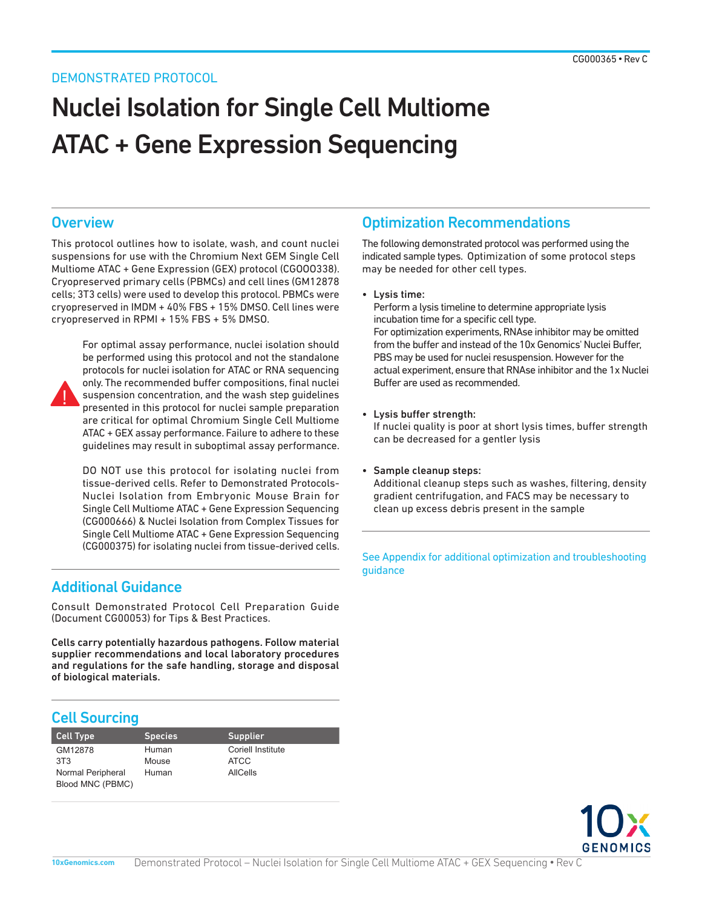DEMONSTRATED PROTOCOL

# Nuclei Isolation for Single Cell Multiome ATAC + Gene Expression Sequencing

## Overview

This protocol outlines how to isolate, wash, and count nuclei suspensions for use with the Chromium Next GEM Single Cell Multiome ATAC + Gene Expression (GEX) protocol (CG000338). Cryopreserved primary cells (PBMCs) and cell lines (GM12878 cells; 3T3 cells) were used to develop this protocol. PBMCs were cryopreserved in IMDM + 40% FBS + 15% DMSO. Cell lines were cryopreserved in RPMI + 15% FBS + 5% DMSO.

For optimal assay performance, nuclei isolation should be performed using this protocol and not the standalone protocols for nuclei isolation for ATAC or RNA sequencing only. The recommended buffer compositions, final nuclei suspension concentration, and the wash step guidelines presented in this protocol for nuclei sample preparation are critical for optimal Chromium Single Cell Multiome ATAC + GEX assay performance. Failure to adhere to these guidelines may result in suboptimal assay performance.

DO NOT use this protocol for isolating nuclei from tissue-derived cells. Refer to Demonstrated Protocols-Nuclei Isolation from Embryonic Mouse Brain for Single Cell Multiome ATAC + Gene Expression Sequencing (CG000666) & Nuclei Isolation from Complex Tissues for Single Cell Multiome ATAC + Gene Expression Sequencing (CG000375) for isolating nuclei from tissue-derived cells.

## Additional Guidance

Consult Demonstrated Protocol Cell Preparation Guide (Document CG00053) for Tips & Best Practices.

**Cells carry potentially hazardous pathogens. Follow material supplier recommendations and local laboratory procedures and regulations for the safe handling, storage and disposal of biological materials.**

## Cell Sourcing

| Cell Type | Species | Supplier |
|---|---|---|
| GM12878 | Human | Coriell Institute |
| 3T3 | Mouse | ATCC |
| Normal Peripheral Blood MNC (PBMC) | Human | AllCells |

## Optimization Recommendations

The following demonstrated protocol was performed using the indicated sample types. Optimization of some protocol steps may be needed for other cell types.

- **Lysis time:**
  Perform a lysis timeline to determine appropriate lysis incubation time for a specific cell type.
  For optimization experiments, RNAse inhibitor may be omitted from the buffer and instead of the 10x Genomics' Nuclei Buffer, PBS may be used for nuclei resuspension. However for the actual experiment, ensure that RNAse inhibitor and the 1x Nuclei Buffer are used as recommended.

- **Lysis buffer strength:**
  If nuclei quality is poor at short lysis times, buffer strength can be decreased for a gentler lysis

- **Sample cleanup steps:**
  Additional cleanup steps such as washes, filtering, density gradient centrifugation, and FACS may be necessary to clean up excess debris present in the sample

See Appendix for additional optimization and troubleshooting guidance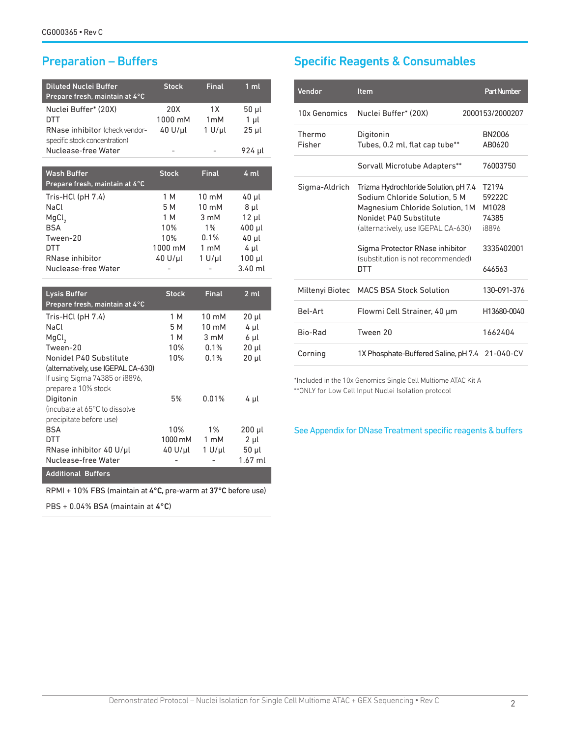## Preparation – Buffers

| Diluted Nuclei Buffer<br>Prepare fresh, maintain at 4°C | Stock | Final | 1 ml |
|---|---|---|---|
| Nuclei Buffer* (20X) | 20X | 1X | 50 µl |
| DTT | 1000 mM | 1mM | 1 µl |
| RNase inhibitor (check vendor-specific stock concentration) | 40 U/µl | 1 U/µl | 25 µl |
| Nuclease-free Water | - | - | 924 µl |

| Wash Buffer<br>Prepare fresh, maintain at 4°C | Stock | Final | 4 ml |
|---|---|---|---|
| Tris-HCl (pH 7.4) | 1 M | 10 mM | 40 µl |
| NaCl | 5 M | 10 mM | 8 µl |
| $MgCl_2$ | 1 M | 3 mM | 12 µl |
| BSA | 10% | 1% | 400 µl |
| Tween-20 | 10% | 0.1% | 40 µl |
| DTT | 1000 mM | 1 mM | 4 µl |
| RNase inhibitor | 40 U/µl | 1 U/µl | 100 µl |
| Nuclease-free Water | - | - | 3.40 ml |

| Lysis Buffer<br>Prepare fresh, maintain at 4°C | Stock | Final | 2 ml |
|---|---|---|---|
| Tris-HCl (pH 7.4) | 1 M | 10 mM | 20 µl |
| NaCl | 5 M | 10 mM | 4 µl |
| $MgCl_2$ | 1 M | 3 mM | 6 µl |
| Tween-20 | 10% | 0.1% | 20 µl |
| Nonidet P40 Substitute (alternatively, use IGEPAL CA-630) If using Sigma 74385 or i8896, prepare a 10% stock | 10% | 0.1% | 20 µl |
| Digitonin (incubate at 65°C to dissolve precipitate before use) | 5% | 0.01% | 4 µl |
| BSA | 10% | 1% | 200 µl |
| DTT | 1000 mM | 1 mM | 2 µl |
| RNase inhibitor 40 U/µl | 40 U/µl | 1 U/µl | 50 µl |
| Nuclease-free Water | - | - | 1.67 ml |

| Additional Buffers |
|---|
| RPMI + 10% FBS (maintain at **4°C**, pre-warm at **37°C** before use) |
| PBS + 0.04% BSA (maintain at **4°C**) |

## Specific Reagents & Consumables

| Vendor | Item | Part Number |
|---|---|---|
| 10x Genomics | Nuclei Buffer* (20X) | 2000153/2000207 |
| Thermo Fisher | Digitonin<br>Tubes, 0.2 ml, flat cap tube** | BN2006<br>AB0620 |
| | Sorvall Microtube Adapters** | 76003750 |
| Sigma-Aldrich | Trizma Hydrochloride Solution, pH 7.4<br>Sodium Chloride Solution, 5 M<br>Magnesium Chloride Solution, 1M<br>Nonidet P40 Substitute<br>(alternatively, use IGEPAL CA-630) | T2194<br>59222C<br>M1028<br>74385<br>i8896 |
| | Sigma Protector RNase inhibitor<br>(substitution is not recommended)<br>DTT | 3335402001<br><br>646563 |
| Miltenyi Biotec | MACS BSA Stock Solution | 130-091-376 |
| Bel-Art | Flowmi Cell Strainer, 40 µm | H13680-0040 |
| Bio-Rad | Tween 20 | 1662404 |
| Corning | 1X Phosphate-Buffered Saline, pH 7.4 | 21-040-CV |

*Included in the 10x Genomics Single Cell Multiome ATAC Kit A
**ONLY for Low Cell Input Nuclei Isolation protocol

See Appendix for DNase Treatment specific reagents & buffers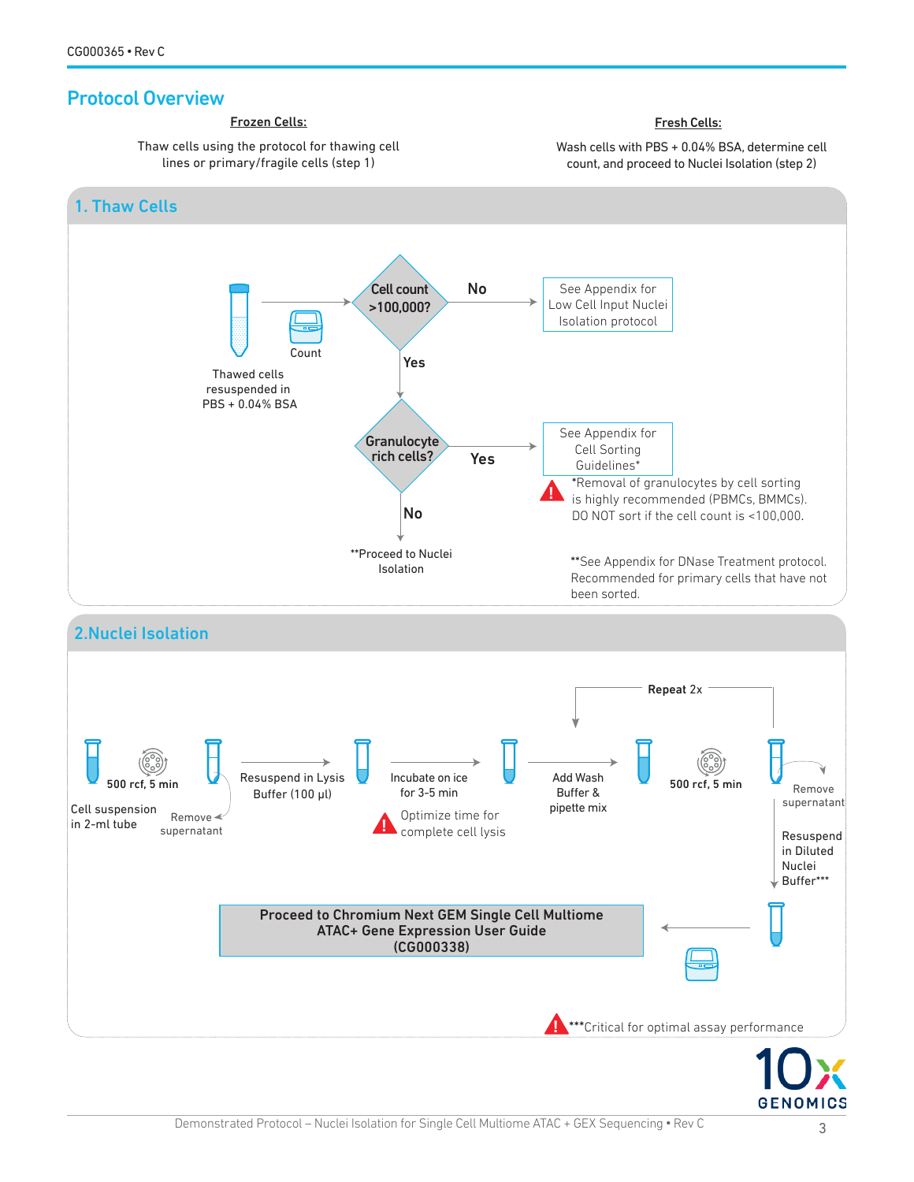## Protocol Overview

**Frozen Cells:**

Thaw cells using the protocol for thawing cell lines or primary/fragile cells (step 1)

**Fresh Cells:**

Wash cells with PBS + 0.04% BSA, determine cell count, and proceed to Nuclei Isolation (step 2)

### 1. Thaw Cells

Thawed cells resuspended in PBS + 0.04% BSA

Count

**Cell count >100,000?**

**No** → See Appendix for Low Cell Input Nuclei Isolation protocol

**Yes** ↓

**Granulocyte rich cells?**

**Yes** → See Appendix for Cell Sorting Guidelines*

*Removal of granulocytes by cell sorting is highly recommended (PBMCs, BMMCs). DO NOT sort if the cell count is <100,000.

**No** ↓

**Proceed to Nuclei Isolation

**See Appendix for DNase Treatment protocol. Recommended for primary cells that have not been sorted.

### 2.Nuclei Isolation

Cell suspension in 2-ml tube

**500 rcf, 5 min**

Remove supernatant

Resuspend in Lysis Buffer (100 µl)

Incubate on ice for 3-5 min

Optimize time for complete cell lysis

Add Wash Buffer & pipette mix

**500 rcf, 5 min**

Remove supernatant

**Repeat** 2x

Resuspend in Diluted Nuclei Buffer***

**Proceed to Chromium Next GEM Single Cell Multiome ATAC+ Gene Expression User Guide (CG000338)**

***Critical for optimal assay performance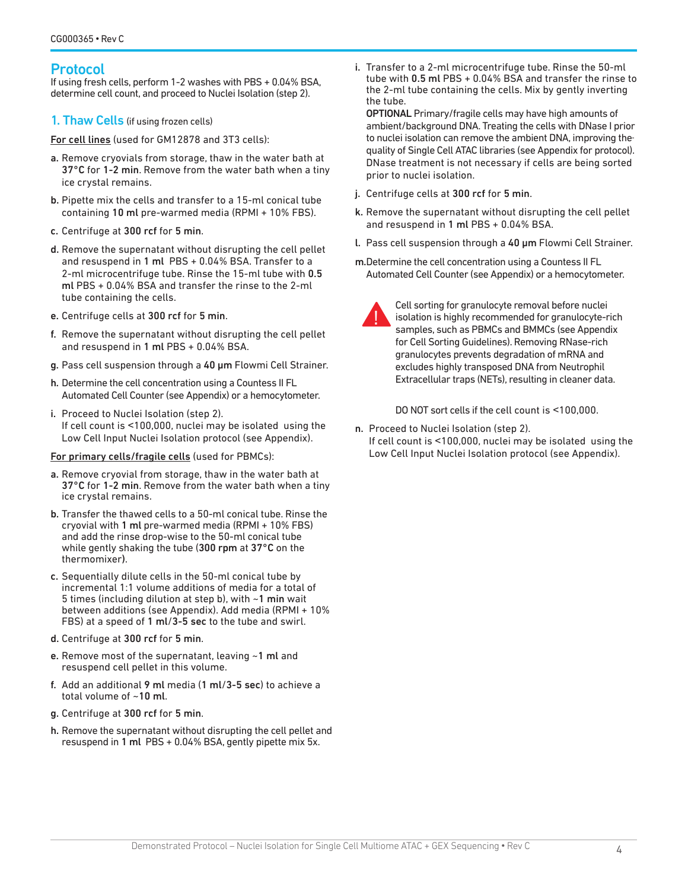## Protocol

If using fresh cells, perform 1-2 washes with PBS + 0.04% BSA, determine cell count, and proceed to Nuclei Isolation (step 2).

### 1. Thaw Cells (if using frozen cells)

For cell lines (used for GM12878 and 3T3 cells):

a. Remove cryovials from storage, thaw in the water bath at **37°C** for **1-2 min**. Remove from the water bath when a tiny ice crystal remains.

b. Pipette mix the cells and transfer to a 15-ml conical tube containing **10 ml** pre-warmed media (RPMI + 10% FBS).

c. Centrifuge at **300 rcf** for **5 min**.

d. Remove the supernatant without disrupting the cell pellet and resuspend in **1 ml** PBS + 0.04% BSA. Transfer to a 2-ml microcentrifuge tube. Rinse the 15-ml tube with **0.5 ml** PBS + 0.04% BSA and transfer the rinse to the 2-ml tube containing the cells.

e. Centrifuge cells at **300 rcf** for **5 min**.

f. Remove the supernatant without disrupting the cell pellet and resuspend in **1 ml** PBS + 0.04% BSA.

g. Pass cell suspension through a **40 µm** Flowmi Cell Strainer.

h. Determine the cell concentration using a Countess II FL Automated Cell Counter (see Appendix) or a hemocytometer.

i. Proceed to Nuclei Isolation (step 2).
If cell count is <100,000, nuclei may be isolated using the Low Cell Input Nuclei Isolation protocol (see Appendix).

For primary cells/fragile cells (used for PBMCs):

a. Remove cryovial from storage, thaw in the water bath at **37°C** for **1-2 min**. Remove from the water bath when a tiny ice crystal remains.

b. Transfer the thawed cells to a 50-ml conical tube. Rinse the cryovial with **1 ml** pre-warmed media (RPMI + 10% FBS) and add the rinse drop-wise to the 50-ml conical tube while gently shaking the tube (**300 rpm** at **37°C** on the thermomixer).

c. Sequentially dilute cells in the 50-ml conical tube by incremental 1:1 volume additions of media for a total of 5 times (including dilution at step b), with ~**1 min** wait between additions (see Appendix). Add media (RPMI + 10% FBS) at a speed of **1 ml/3-5 sec** to the tube and swirl.

d. Centrifuge at **300 rcf** for **5 min**.

e. Remove most of the supernatant, leaving ~**1 ml** and resuspend cell pellet in this volume.

f. Add an additional **9 ml** media (**1 ml/3-5 sec**) to achieve a total volume of ~**10 ml**.

g. Centrifuge at **300 rcf** for **5 min**.

h. Remove the supernatant without disrupting the cell pellet and resuspend in **1 ml** PBS + 0.04% BSA, gently pipette mix 5x.

i. Transfer to a 2-ml microcentrifuge tube. Rinse the 50-ml tube with **0.5 ml** PBS + 0.04% BSA and transfer the rinse to the 2-ml tube containing the cells. Mix by gently inverting the tube.
**OPTIONAL** Primary/fragile cells may have high amounts of ambient/background DNA. Treating the cells with DNase I prior to nuclei isolation can remove the ambient DNA, improving the quality of Single Cell ATAC libraries (see Appendix for protocol). DNase treatment is not necessary if cells are being sorted prior to nuclei isolation.

j. Centrifuge cells at **300 rcf** for **5 min**.

k. Remove the supernatant without disrupting the cell pellet and resuspend in **1 ml** PBS + 0.04% BSA.

l. Pass cell suspension through a **40 µm** Flowmi Cell Strainer.

m. Determine the cell concentration using a Countess II FL Automated Cell Counter (see Appendix) or a hemocytometer.

> Cell sorting for granulocyte removal before nuclei isolation is highly recommended for granulocyte-rich samples, such as PBMCs and BMMCs (see Appendix for Cell Sorting Guidelines). Removing RNase-rich granulocytes prevents degradation of mRNA and excludes highly transposed DNA from Neutrophil Extracellular traps (NETs), resulting in cleaner data.
>
> DO NOT sort cells if the cell count is <100,000.

n. Proceed to Nuclei Isolation (step 2).
If cell count is <100,000, nuclei may be isolated using the Low Cell Input Nuclei Isolation protocol (see Appendix).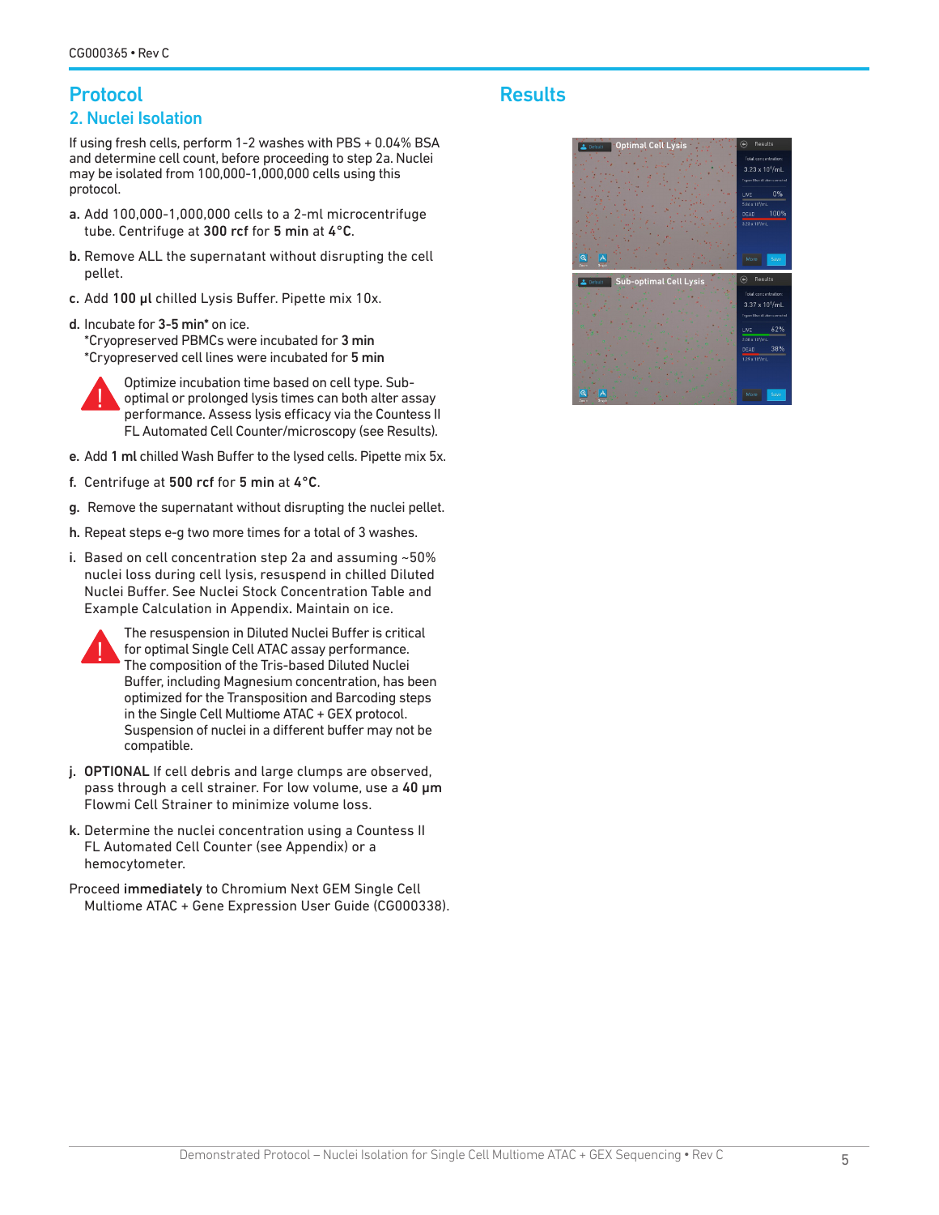## Protocol

### 2. Nuclei Isolation

If using fresh cells, perform 1-2 washes with PBS + 0.04% BSA and determine cell count, before proceeding to step 2a. Nuclei may be isolated from 100,000-1,000,000 cells using this protocol.

**a.** Add 100,000-1,000,000 cells to a 2-ml microcentrifuge tube. Centrifuge at **300 rcf** for **5 min** at **4°C**.

**b.** Remove ALL the supernatant without disrupting the cell pellet.

**c.** Add **100 µl** chilled Lysis Buffer. Pipette mix 10x.

**d.** Incubate for **3-5 min*** on ice.
*Cryopreserved PBMCs were incubated for **3 min**
*Cryopreserved cell lines were incubated for **5 min**

> Optimize incubation time based on cell type. Sub-optimal or prolonged lysis times can both alter assay performance. Assess lysis efficacy via the Countess II FL Automated Cell Counter/microscopy (see Results).

**e.** Add **1 ml** chilled Wash Buffer to the lysed cells. Pipette mix 5x.

**f.** Centrifuge at **500 rcf** for **5 min** at **4°C**.

**g.** Remove the supernatant without disrupting the nuclei pellet.

**h.** Repeat steps e-g two more times for a total of 3 washes.

**i.** Based on cell concentration step 2a and assuming ~50% nuclei loss during cell lysis, resuspend in chilled Diluted Nuclei Buffer. See Nuclei Stock Concentration Table and Example Calculation in Appendix. Maintain on ice.

> The resuspension in Diluted Nuclei Buffer is critical for optimal Single Cell ATAC assay performance. The composition of the Tris-based Diluted Nuclei Buffer, including Magnesium concentration, has been optimized for the Transposition and Barcoding steps in the Single Cell Multiome ATAC + GEX protocol. Suspension of nuclei in a different buffer may not be compatible.

**j.** **OPTIONAL** If cell debris and large clumps are observed, pass through a cell strainer. For low volume, use a **40 µm** Flowmi Cell Strainer to minimize volume loss.

**k.** Determine the nuclei concentration using a Countess II FL Automated Cell Counter (see Appendix) or a hemocytometer.

Proceed **immediately** to Chromium Next GEM Single Cell Multiome ATAC + Gene Expression User Guide (CG000338).

## Results

Optimal Cell Lysis — Total concentration: $3.23 \times 10^6$/mL; LIVE 0%; DEAD 100%

Sub-optimal Cell Lysis — Total concentration: $3.37 \times 10^6$/mL; LIVE 62%; DEAD 38%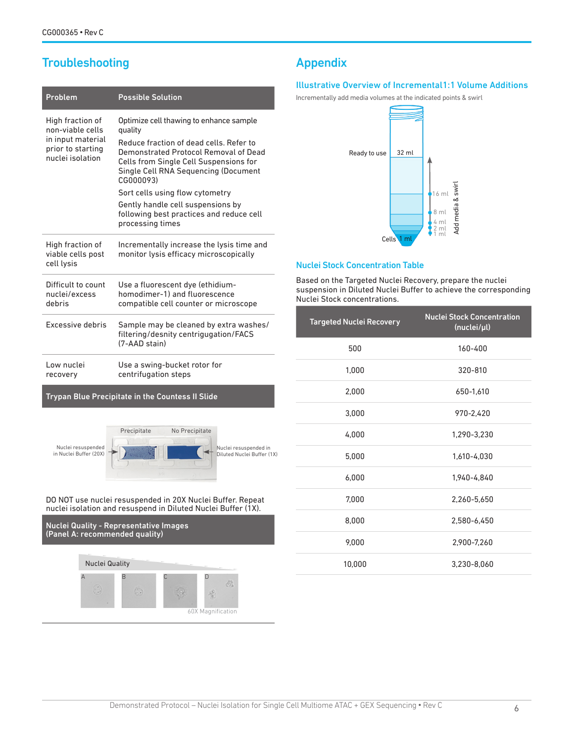## Troubleshooting

| Problem | Possible Solution |
|---|---|
| High fraction of non-viable cells in input material prior to starting nuclei isolation | Optimize cell thawing to enhance sample quality<br>Reduce fraction of dead cells. Refer to Demonstrated Protocol Removal of Dead Cells from Single Cell Suspensions for Single Cell RNA Sequencing (Document CG000093)<br>Sort cells using flow cytometry<br>Gently handle cell suspensions by following best practices and reduce cell processing times |
| High fraction of viable cells post cell lysis | Incrementally increase the lysis time and monitor lysis efficacy microscopically |
| Difficult to count nuclei/excess debris | Use a fluorescent dye (ethidium-homodimer-1) and fluorescence compatible cell counter or microscope |
| Excessive debris | Sample may be cleaned by extra washes/ filtering/desnity centrifugation/FACS (7-AAD stain) |
| Low nuclei recovery | Use a swing-bucket rotor for centrifugation steps |

### Trypan Blue Precipitate in the Countess II Slide

Precipitate — Nuclei resuspended in Nuclei Buffer (20X)

No Precipitate — Nuclei resuspended in Diluted Nuclei Buffer (1X)

DO NOT use nuclei resuspended in 20X Nuclei Buffer. Repeat nuclei isolation and resuspend in Diluted Nuclei Buffer (1X).

### Nuclei Quality - Representative Images (Panel A: recommended quality)

Nuclei Quality: A, B, C, D

60X Magnification

## Appendix

### Illustrative Overview of Incremental1:1 Volume Additions

Incrementally add media volumes at the indicated points & swirl

Cells 1 ml → 2 ml → 4 ml → 8 ml → 16 ml → 32 ml Ready to use (Add media & swirl)

### Nuclei Stock Concentration Table

Based on the Targeted Nuclei Recovery, prepare the nuclei suspension in Diluted Nuclei Buffer to achieve the corresponding Nuclei Stock concentrations.

| Targeted Nuclei Recovery | Nuclei Stock Concentration (nuclei/µl) |
|---|---|
| 500 | 160-400 |
| 1,000 | 320-810 |
| 2,000 | 650-1,610 |
| 3,000 | 970-2,420 |
| 4,000 | 1,290-3,230 |
| 5,000 | 1,610-4,030 |
| 6,000 | 1,940-4,840 |
| 7,000 | 2,260-5,650 |
| 8,000 | 2,580-6,450 |
| 9,000 | 2,900-7,260 |
| 10,000 | 3,230-8,060 |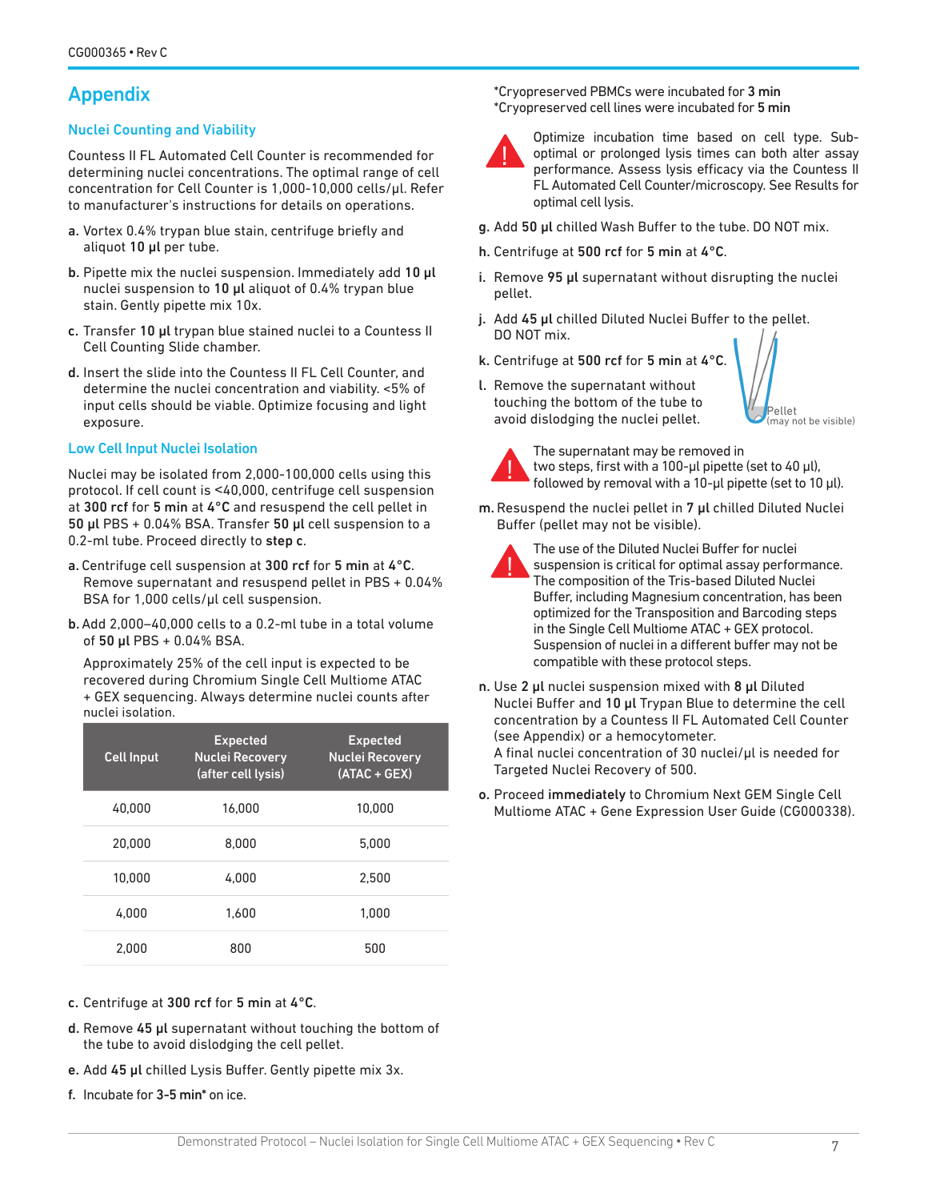// Appendix

## Nuclei Counting and Viability

Countess II FL Automated Cell Counter is recommended for determining nuclei concentrations. The optimal range of cell concentration for Cell Counter is 1,000-10,000 cells/µl. Refer to manufacturer's instructions for details on operations.

a. Vortex 0.4% trypan blue stain, centrifuge briefly and aliquot **10 µl** per tube.

b. Pipette mix the nuclei suspension. Immediately add **10 µl** nuclei suspension to **10 µl** aliquot of 0.4% trypan blue stain. Gently pipette mix 10x.

c. Transfer **10 µl** trypan blue stained nuclei to a Countess II Cell Counting Slide chamber.

d. Insert the slide into the Countess II FL Cell Counter, and determine the nuclei concentration and viability. <5% of input cells should be viable. Optimize focusing and light exposure.

## Low Cell Input Nuclei Isolation

Nuclei may be isolated from 2,000-100,000 cells using this protocol. If cell count is <40,000, centrifuge cell suspension at **300 rcf** for **5 min** at **4°C** and resuspend the cell pellet in **50 µl** PBS + 0.04% BSA. Transfer **50 µl** cell suspension to a 0.2-ml tube. Proceed directly to **step c**.

a. Centrifuge cell suspension at **300 rcf** for **5 min** at **4°C**. Remove supernatant and resuspend pellet in PBS + 0.04% BSA for 1,000 cells/µl cell suspension.

b. Add 2,000–40,000 cells to a 0.2-ml tube in a total volume of **50 µl** PBS + 0.04% BSA.

Approximately 25% of the cell input is expected to be recovered during Chromium Single Cell Multiome ATAC + GEX sequencing. Always determine nuclei counts after nuclei isolation.

| Cell Input | Expected Nuclei Recovery (after cell lysis) | Expected Nuclei Recovery (ATAC + GEX) |
|---|---|---|
| 40,000 | 16,000 | 10,000 |
| 20,000 | 8,000 | 5,000 |
| 10,000 | 4,000 | 2,500 |
| 4,000 | 1,600 | 1,000 |
| 2,000 | 800 | 500 |

c. Centrifuge at **300 rcf** for **5 min** at **4°C**.

d. Remove **45 µl** supernatant without touching the bottom of the tube to avoid dislodging the cell pellet.

e. Add **45 µl** chilled Lysis Buffer. Gently pipette mix 3x.

f. Incubate for **3-5 min*** on ice.

*Cryopreserved PBMCs were incubated for **3 min**
*Cryopreserved cell lines were incubated for **5 min**

> Optimize incubation time based on cell type. Sub-optimal or prolonged lysis times can both alter assay performance. Assess lysis efficacy via the Countess II FL Automated Cell Counter/microscopy. See Results for optimal cell lysis.

g. Add **50 µl** chilled Wash Buffer to the tube. DO NOT mix.

h. Centrifuge at **500 rcf** for **5 min** at **4°C**.

i. Remove **95 µl** supernatant without disrupting the nuclei pellet.

j. Add **45 µl** chilled Diluted Nuclei Buffer to the pellet. DO NOT mix.

k. Centrifuge at **500 rcf** for **5 min** at **4°C**.

l. Remove the supernatant without touching the bottom of the tube to avoid dislodging the nuclei pellet.

Pellet (may not be visible)

> The supernatant may be removed in two steps, first with a 100-µl pipette (set to 40 µl), followed by removal with a 10-µl pipette (set to 10 µl).

m. Resuspend the nuclei pellet in **7 µl** chilled Diluted Nuclei Buffer (pellet may not be visible).

> The use of the Diluted Nuclei Buffer for nuclei suspension is critical for optimal assay performance. The composition of the Tris-based Diluted Nuclei Buffer, including Magnesium concentration, has been optimized for the Transposition and Barcoding steps in the Single Cell Multiome ATAC + GEX protocol. Suspension of nuclei in a different buffer may not be compatible with these protocol steps.

n. Use **2 µl** nuclei suspension mixed with **8 µl** Diluted Nuclei Buffer and **10 µl** Trypan Blue to determine the cell concentration by a Countess II FL Automated Cell Counter (see Appendix) or a hemocytometer.
A final nuclei concentration of 30 nuclei/µl is needed for Targeted Nuclei Recovery of 500.

o. Proceed **immediately** to Chromium Next GEM Single Cell Multiome ATAC + Gene Expression User Guide (CG000338).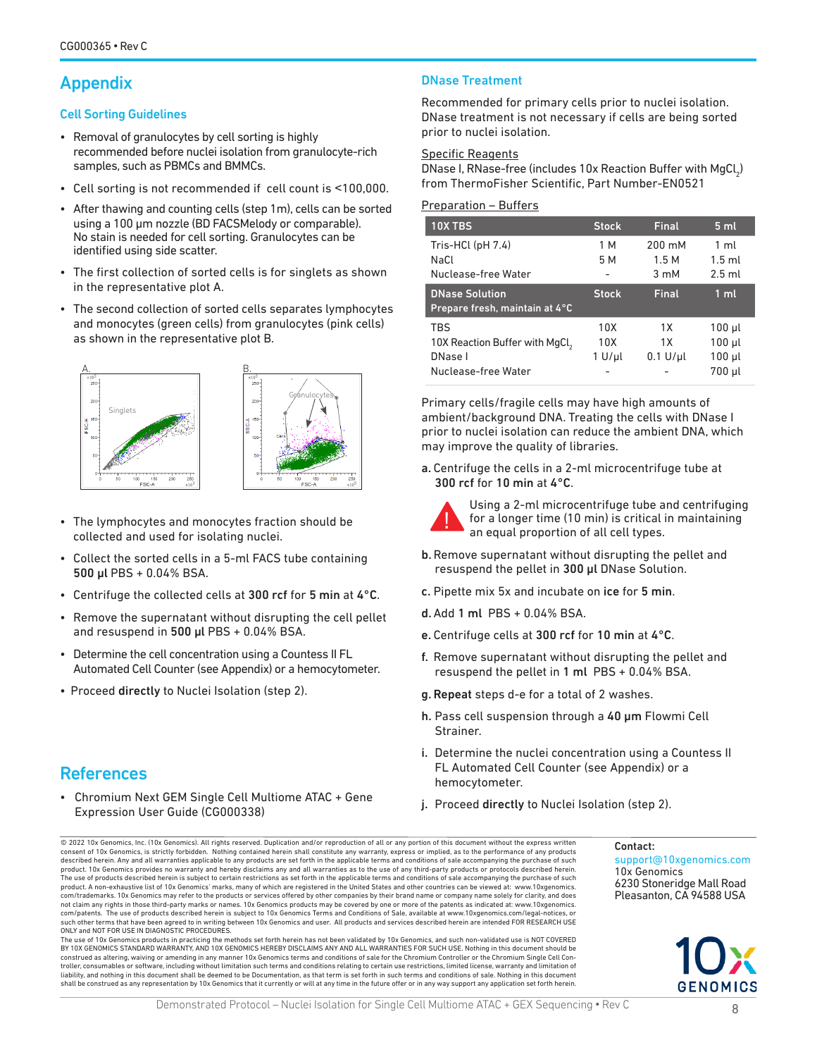# Appendix

## Cell Sorting Guidelines

- Removal of granulocytes by cell sorting is highly recommended before nuclei isolation from granulocyte-rich samples, such as PBMCs and BMMCs.
- Cell sorting is not recommended if cell count is <100,000.
- After thawing and counting cells (step 1m), cells can be sorted using a 100 µm nozzle (BD FACSMelody or comparable). No stain is needed for cell sorting. Granulocytes can be identified using side scatter.
- The first collection of sorted cells is for singlets as shown in the representative plot A.
- The second collection of sorted cells separates lymphocytes and monocytes (green cells) from granulocytes (pink cells) as shown in the representative plot B.

A.
Singlets
FSC-H
FSC-A

B.
Granulocytes
Cells
SSC-A
FSC-A

- The lymphocytes and monocytes fraction should be collected and used for isolating nuclei.
- Collect the sorted cells in a 5-ml FACS tube containing **500 µl** PBS + 0.04% BSA.
- Centrifuge the collected cells at **300 rcf** for **5 min** at **4°C**.
- Remove the supernatant without disrupting the cell pellet and resuspend in **500 µl** PBS + 0.04% BSA.
- Determine the cell concentration using a Countess II FL Automated Cell Counter (see Appendix) or a hemocytometer.
- Proceed **directly** to Nuclei Isolation (step 2).

## References

- Chromium Next GEM Single Cell Multiome ATAC + Gene Expression User Guide (CG000338)

## DNase Treatment

Recommended for primary cells prior to nuclei isolation. DNase treatment is not necessary if cells are being sorted prior to nuclei isolation.

Specific Reagents

DNase I, RNase-free (includes 10x Reaction Buffer with $MgCl_2$) from ThermoFisher Scientific, Part Number-EN0521

Preparation – Buffers

| 10X TBS | Stock | Final | 5 ml |
|---|---|---|---|
| Tris-HCl (pH 7.4) | 1 M | 200 mM | 1 ml |
| NaCl | 5 M | 1.5 M | 1.5 ml |
| Nuclease-free Water | - | 3 mM | 2.5 ml |
| **DNase Solution** Prepare fresh, maintain at 4°C | **Stock** | **Final** | **1 ml** |
| TBS | 10X | 1X | 100 µl |
| 10X Reaction Buffer with $MgCl_2$ | 10X | 1X | 100 µl |
| DNase I | 1 U/µl | 0.1 U/µl | 100 µl |
| Nuclease-free Water | - | - | 700 µl |

Primary cells/fragile cells may have high amounts of ambient/background DNA. Treating the cells with DNase I prior to nuclei isolation can reduce the ambient DNA, which may improve the quality of libraries.

a. Centrifuge the cells in a 2-ml microcentrifuge tube at **300 rcf** for **10 min** at **4°C**.

> Using a 2-ml microcentrifuge tube and centrifuging for a longer time (10 min) is critical in maintaining an equal proportion of all cell types.

b. Remove supernatant without disrupting the pellet and resuspend the pellet in **300 µl** DNase Solution.

c. Pipette mix 5x and incubate on **ice** for **5 min**.

d. Add **1 ml** PBS + 0.04% BSA.

e. Centrifuge cells at **300 rcf** for **10 min** at **4°C**.

f. Remove supernatant without disrupting the pellet and resuspend the pellet in **1 ml** PBS + 0.04% BSA.

g. **Repeat** steps d-e for a total of 2 washes.

h. Pass cell suspension through a **40 µm** Flowmi Cell Strainer.

i. Determine the nuclei concentration using a Countess II FL Automated Cell Counter (see Appendix) or a hemocytometer.

j. Proceed **directly** to Nuclei Isolation (step 2).

© 2022 10x Genomics, Inc. (10x Genomics). All rights reserved. Duplication and/or reproduction of all or any portion of this document without the express written consent of 10x Genomics, is strictly forbidden. Nothing contained herein shall constitute any warranty, express or implied, as to the performance of any products described herein. Any and all warranties applicable to any products are set forth in the applicable terms and conditions of sale accompanying the purchase of such product. 10x Genomics provides no warranty and hereby disclaims any and all warranties as to the use of any third-party products or protocols described herein. The use of products described herein is subject to certain restrictions as set forth in the applicable terms and conditions of sale accompanying the purchase of such product. A non-exhaustive list of 10x Genomics' marks, many of which are registered in the United States and other countries can be viewed at: www.10xgenomics.com/trademarks. 10x Genomics may refer to the products or services offered by other companies by their brand name or company name solely for clarity, and does not claim any rights in those third-party marks or names. 10x Genomics products may be covered by one or more of the patents as indicated at: www.10xgenomics.com/patents. The use of products described herein is subject to 10x Genomics Terms and Conditions of Sale, available at www.10xgenomics.com/legal-notices, or such other terms that have been agreed to in writing between 10x Genomics and user. All products and services described herein are intended FOR RESEARCH USE ONLY and NOT FOR USE IN DIAGNOSTIC PROCEDURES.

The use of 10x Genomics products in practicing the methods set forth herein has not been validated by 10x Genomics, and such non-validated use is NOT COVERED BY 10X GENOMICS STANDARD WARRANTY, AND 10X GENOMICS HEREBY DISCLAIMS ANY AND ALL WARRANTIES FOR SUCH USE. Nothing in this document should be construed as altering, waiving or amending in any manner 10x Genomics terms and conditions of sale for the Chromium Controller or the Chromium Single Cell Controller, consumables or software, including without limitation such terms and conditions relating to certain use restrictions, limited license, warranty and limitation of liability, and nothing in this document shall be deemed to be Documentation, as that term is set forth in such terms and conditions of sale. Nothing in this document shall be construed as any representation by 10x Genomics that it currently or will at any time in the future offer or in any way support any application set forth herein.

**Contact:**
support@10xgenomics.com
10x Genomics
6230 Stoneridge Mall Road
Pleasanton, CA 94588 USA